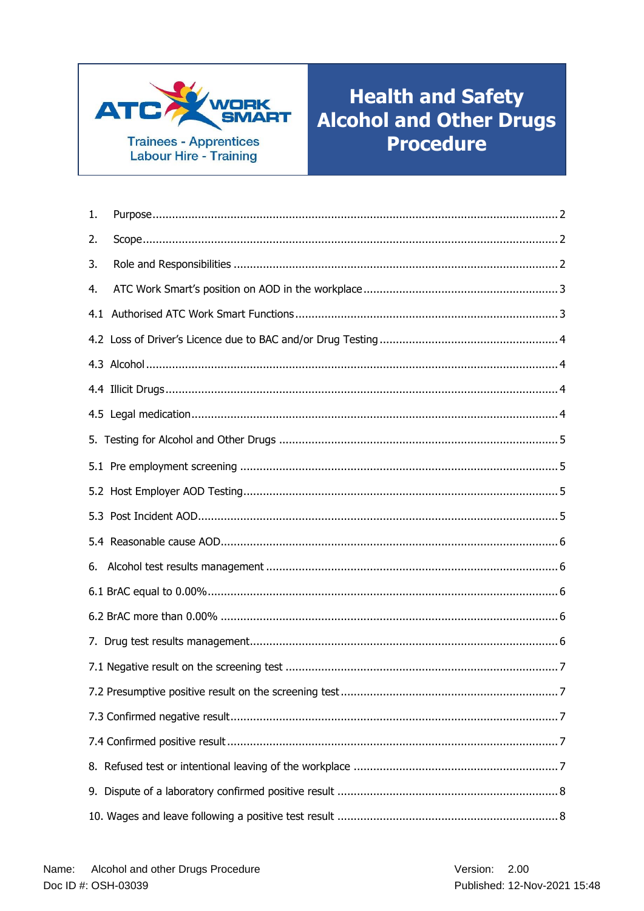ATC WORK SMART

Trainees - Apprentices
Labour Hire - Training

# Health and Safety Alcohol and Other Drugs Procedure

1. Purpose ........ 2
2. Scope ........ 2
3. Role and Responsibilities ........ 2
4. ATC Work Smart's position on AOD in the workplace ........ 3

4.1 Authorised ATC Work Smart Functions ........ 3

4.2 Loss of Driver's Licence due to BAC and/or Drug Testing ........ 4

4.3 Alcohol ........ 4

4.4 Illicit Drugs ........ 4

4.5 Legal medication ........ 4

5. Testing for Alcohol and Other Drugs ........ 5

5.1 Pre employment screening ........ 5

5.2 Host Employer AOD Testing ........ 5

5.3 Post Incident AOD ........ 5

5.4 Reasonable cause AOD ........ 6

6. Alcohol test results management ........ 6

6.1 BrAC equal to 0.00% ........ 6

6.2 BrAC more than 0.00% ........ 6

7. Drug test results management ........ 6

7.1 Negative result on the screening test ........ 7

7.2 Presumptive positive result on the screening test ........ 7

7.3 Confirmed negative result ........ 7

7.4 Confirmed positive result ........ 7

8. Refused test or intentional leaving of the workplace ........ 7
9. Dispute of a laboratory confirmed positive result ........ 8
10. Wages and leave following a positive test result ........ 8

Name: Alcohol and other Drugs Procedure
Doc ID #: OSH-03039

Version: 2.00
Published: 12-Nov-2021 15:48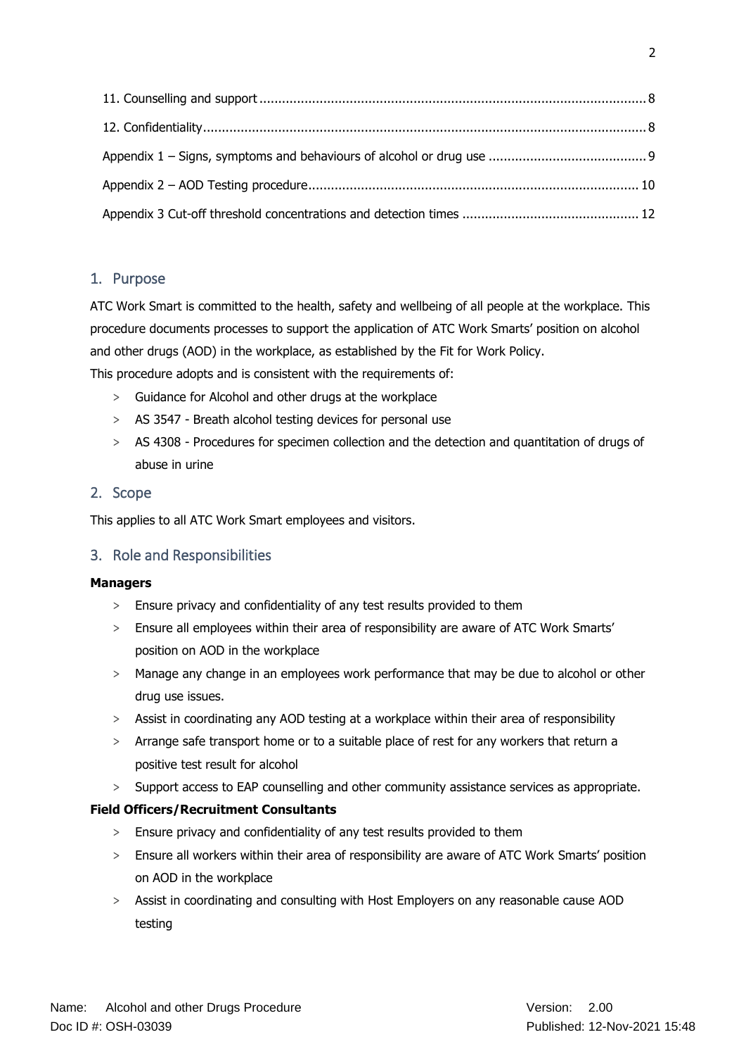11. Counselling and support .......... 8

12. Confidentiality .......... 8

Appendix 1 – Signs, symptoms and behaviours of alcohol or drug use .......... 9

Appendix 2 – AOD Testing procedure .......... 10

Appendix 3 Cut-off threshold concentrations and detection times .......... 12

## 1. Purpose

ATC Work Smart is committed to the health, safety and wellbeing of all people at the workplace. This procedure documents processes to support the application of ATC Work Smarts' position on alcohol and other drugs (AOD) in the workplace, as established by the Fit for Work Policy.

This procedure adopts and is consistent with the requirements of:

- Guidance for Alcohol and other drugs at the workplace
- AS 3547 - Breath alcohol testing devices for personal use
- AS 4308 - Procedures for specimen collection and the detection and quantitation of drugs of abuse in urine

## 2. Scope

This applies to all ATC Work Smart employees and visitors.

## 3. Role and Responsibilities

**Managers**

- Ensure privacy and confidentiality of any test results provided to them
- Ensure all employees within their area of responsibility are aware of ATC Work Smarts' position on AOD in the workplace
- Manage any change in an employees work performance that may be due to alcohol or other drug use issues.
- Assist in coordinating any AOD testing at a workplace within their area of responsibility
- Arrange safe transport home or to a suitable place of rest for any workers that return a positive test result for alcohol
- Support access to EAP counselling and other community assistance services as appropriate.

**Field Officers/Recruitment Consultants**

- Ensure privacy and confidentiality of any test results provided to them
- Ensure all workers within their area of responsibility are aware of ATC Work Smarts' position on AOD in the workplace
- Assist in coordinating and consulting with Host Employers on any reasonable cause AOD testing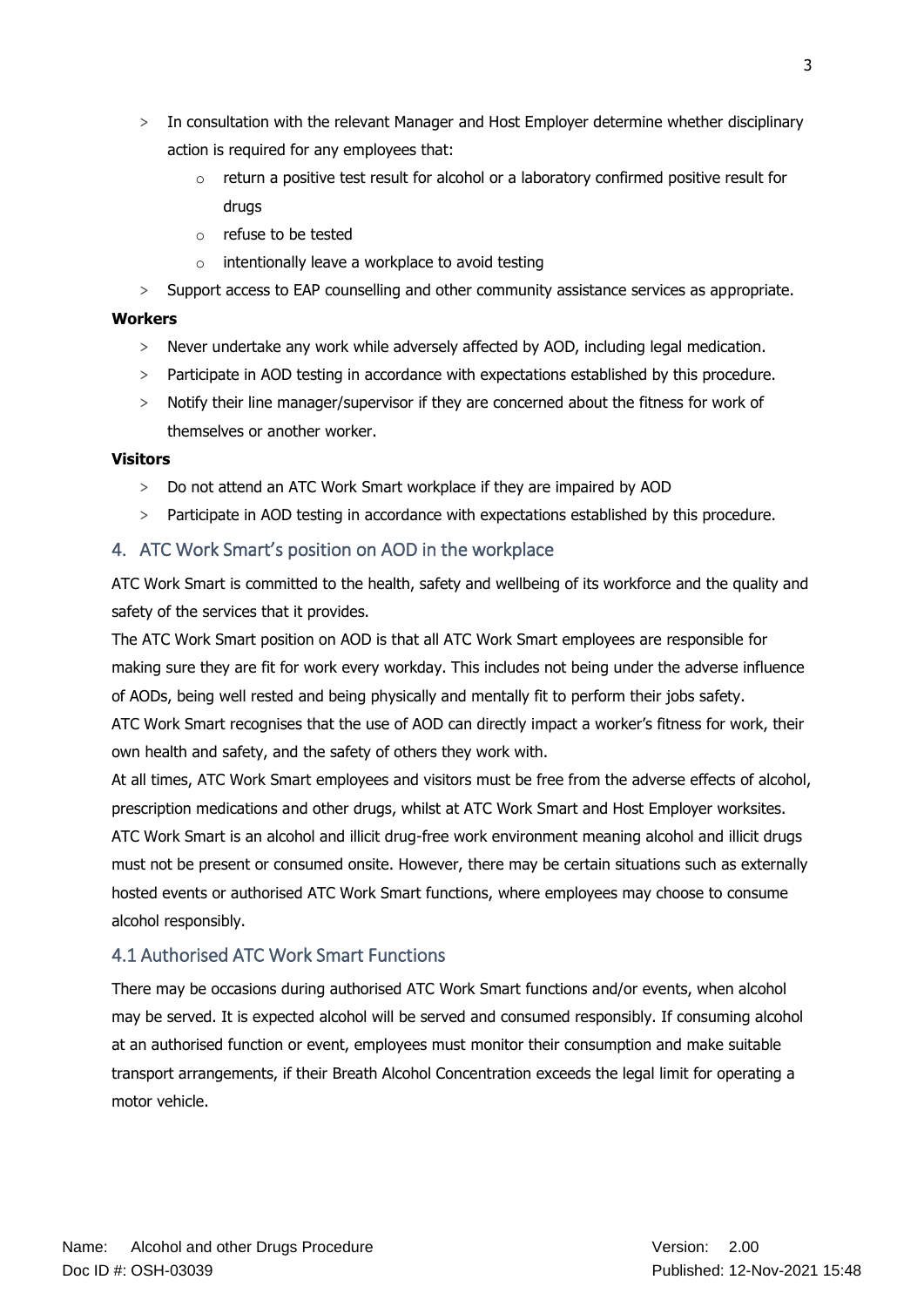- In consultation with the relevant Manager and Host Employer determine whether disciplinary action is required for any employees that:
  - return a positive test result for alcohol or a laboratory confirmed positive result for drugs
  - refuse to be tested
  - intentionally leave a workplace to avoid testing
- Support access to EAP counselling and other community assistance services as appropriate.

**Workers**

- Never undertake any work while adversely affected by AOD, including legal medication.
- Participate in AOD testing in accordance with expectations established by this procedure.
- Notify their line manager/supervisor if they are concerned about the fitness for work of themselves or another worker.

**Visitors**

- Do not attend an ATC Work Smart workplace if they are impaired by AOD
- Participate in AOD testing in accordance with expectations established by this procedure.

## 4. ATC Work Smart's position on AOD in the workplace

ATC Work Smart is committed to the health, safety and wellbeing of its workforce and the quality and safety of the services that it provides.

The ATC Work Smart position on AOD is that all ATC Work Smart employees are responsible for making sure they are fit for work every workday. This includes not being under the adverse influence of AODs, being well rested and being physically and mentally fit to perform their jobs safety.

ATC Work Smart recognises that the use of AOD can directly impact a worker's fitness for work, their own health and safety, and the safety of others they work with.

At all times, ATC Work Smart employees and visitors must be free from the adverse effects of alcohol, prescription medications and other drugs, whilst at ATC Work Smart and Host Employer worksites.

ATC Work Smart is an alcohol and illicit drug-free work environment meaning alcohol and illicit drugs must not be present or consumed onsite. However, there may be certain situations such as externally hosted events or authorised ATC Work Smart functions, where employees may choose to consume alcohol responsibly.

### 4.1 Authorised ATC Work Smart Functions

There may be occasions during authorised ATC Work Smart functions and/or events, when alcohol may be served. It is expected alcohol will be served and consumed responsibly. If consuming alcohol at an authorised function or event, employees must monitor their consumption and make suitable transport arrangements, if their Breath Alcohol Concentration exceeds the legal limit for operating a motor vehicle.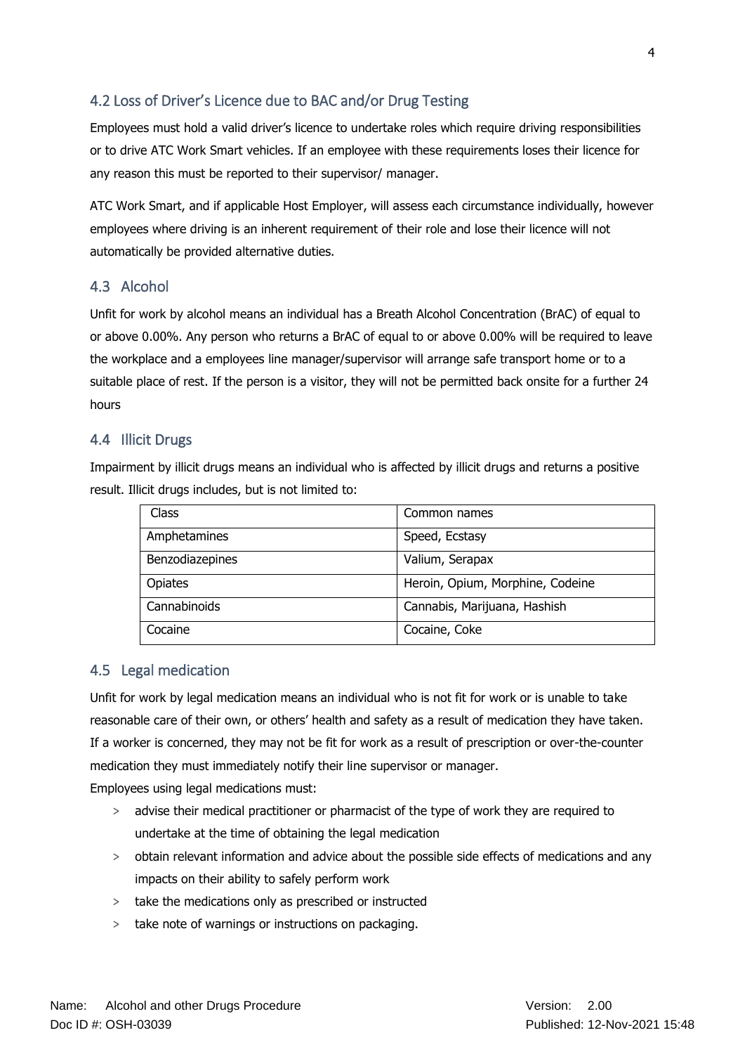## 4.2 Loss of Driver's Licence due to BAC and/or Drug Testing

Employees must hold a valid driver's licence to undertake roles which require driving responsibilities or to drive ATC Work Smart vehicles. If an employee with these requirements loses their licence for any reason this must be reported to their supervisor/ manager.

ATC Work Smart, and if applicable Host Employer, will assess each circumstance individually, however employees where driving is an inherent requirement of their role and lose their licence will not automatically be provided alternative duties.

## 4.3 Alcohol

Unfit for work by alcohol means an individual has a Breath Alcohol Concentration (BrAC) of equal to or above 0.00%. Any person who returns a BrAC of equal to or above 0.00% will be required to leave the workplace and a employees line manager/supervisor will arrange safe transport home or to a suitable place of rest. If the person is a visitor, they will not be permitted back onsite for a further 24 hours

## 4.4 Illicit Drugs

Impairment by illicit drugs means an individual who is affected by illicit drugs and returns a positive result. Illicit drugs includes, but is not limited to:

| Class | Common names |
|---|---|
| Amphetamines | Speed, Ecstasy |
| Benzodiazepines | Valium, Serapax |
| Opiates | Heroin, Opium, Morphine, Codeine |
| Cannabinoids | Cannabis, Marijuana, Hashish |
| Cocaine | Cocaine, Coke |

## 4.5 Legal medication

Unfit for work by legal medication means an individual who is not fit for work or is unable to take reasonable care of their own, or others' health and safety as a result of medication they have taken. If a worker is concerned, they may not be fit for work as a result of prescription or over-the-counter medication they must immediately notify their line supervisor or manager.

Employees using legal medications must:

- advise their medical practitioner or pharmacist of the type of work they are required to undertake at the time of obtaining the legal medication
- obtain relevant information and advice about the possible side effects of medications and any impacts on their ability to safely perform work
- take the medications only as prescribed or instructed
- take note of warnings or instructions on packaging.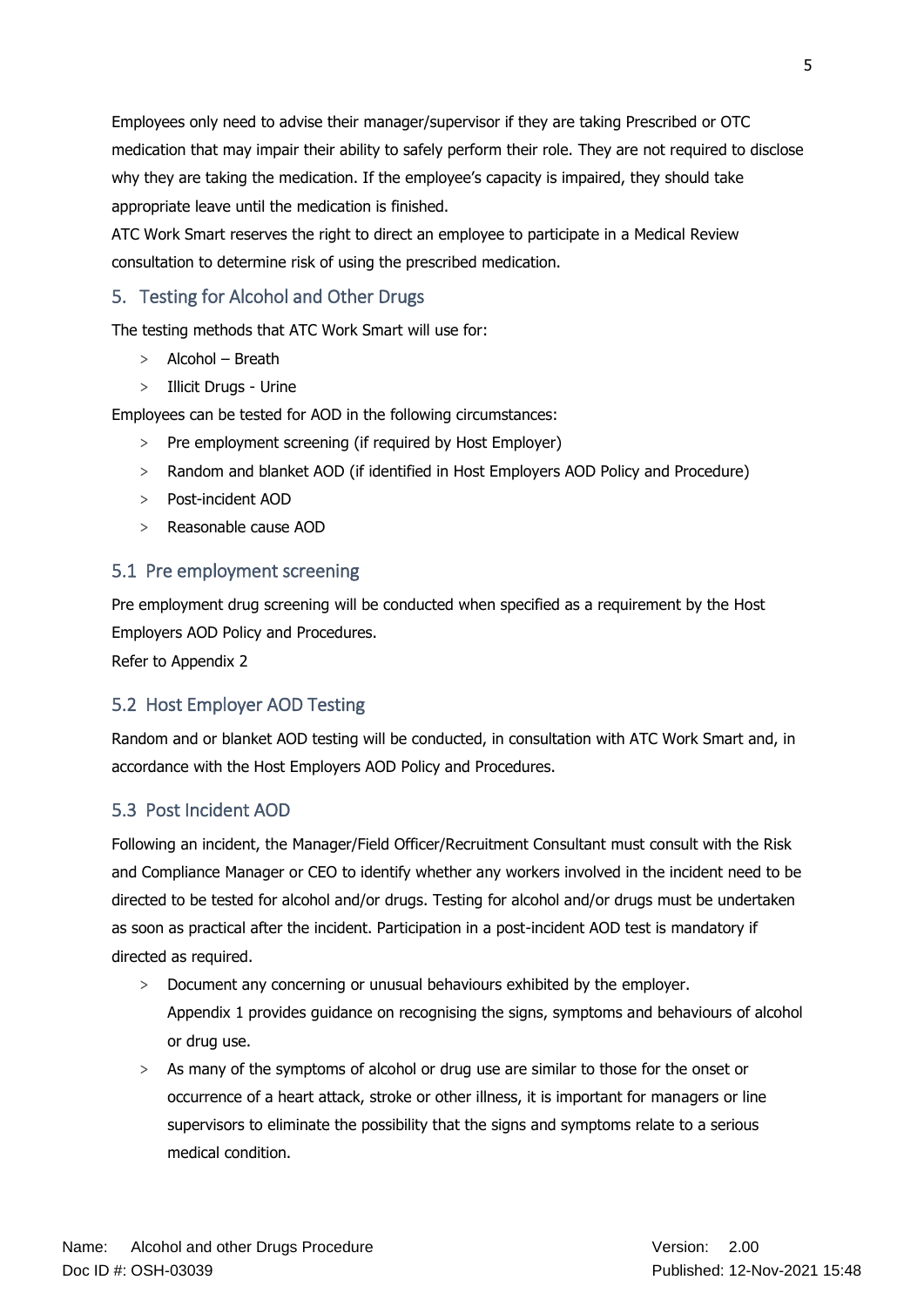Employees only need to advise their manager/supervisor if they are taking Prescribed or OTC medication that may impair their ability to safely perform their role. They are not required to disclose why they are taking the medication. If the employee's capacity is impaired, they should take appropriate leave until the medication is finished.

ATC Work Smart reserves the right to direct an employee to participate in a Medical Review consultation to determine risk of using the prescribed medication.

## 5. Testing for Alcohol and Other Drugs

The testing methods that ATC Work Smart will use for:

- Alcohol – Breath
- Illicit Drugs - Urine

Employees can be tested for AOD in the following circumstances:

- Pre employment screening (if required by Host Employer)
- Random and blanket AOD (if identified in Host Employers AOD Policy and Procedure)
- Post-incident AOD
- Reasonable cause AOD

### 5.1 Pre employment screening

Pre employment drug screening will be conducted when specified as a requirement by the Host Employers AOD Policy and Procedures.

Refer to Appendix 2

### 5.2 Host Employer AOD Testing

Random and or blanket AOD testing will be conducted, in consultation with ATC Work Smart and, in accordance with the Host Employers AOD Policy and Procedures.

### 5.3 Post Incident AOD

Following an incident, the Manager/Field Officer/Recruitment Consultant must consult with the Risk and Compliance Manager or CEO to identify whether any workers involved in the incident need to be directed to be tested for alcohol and/or drugs. Testing for alcohol and/or drugs must be undertaken as soon as practical after the incident. Participation in a post-incident AOD test is mandatory if directed as required.

- Document any concerning or unusual behaviours exhibited by the employer.
  Appendix 1 provides guidance on recognising the signs, symptoms and behaviours of alcohol or drug use.
- As many of the symptoms of alcohol or drug use are similar to those for the onset or occurrence of a heart attack, stroke or other illness, it is important for managers or line supervisors to eliminate the possibility that the signs and symptoms relate to a serious medical condition.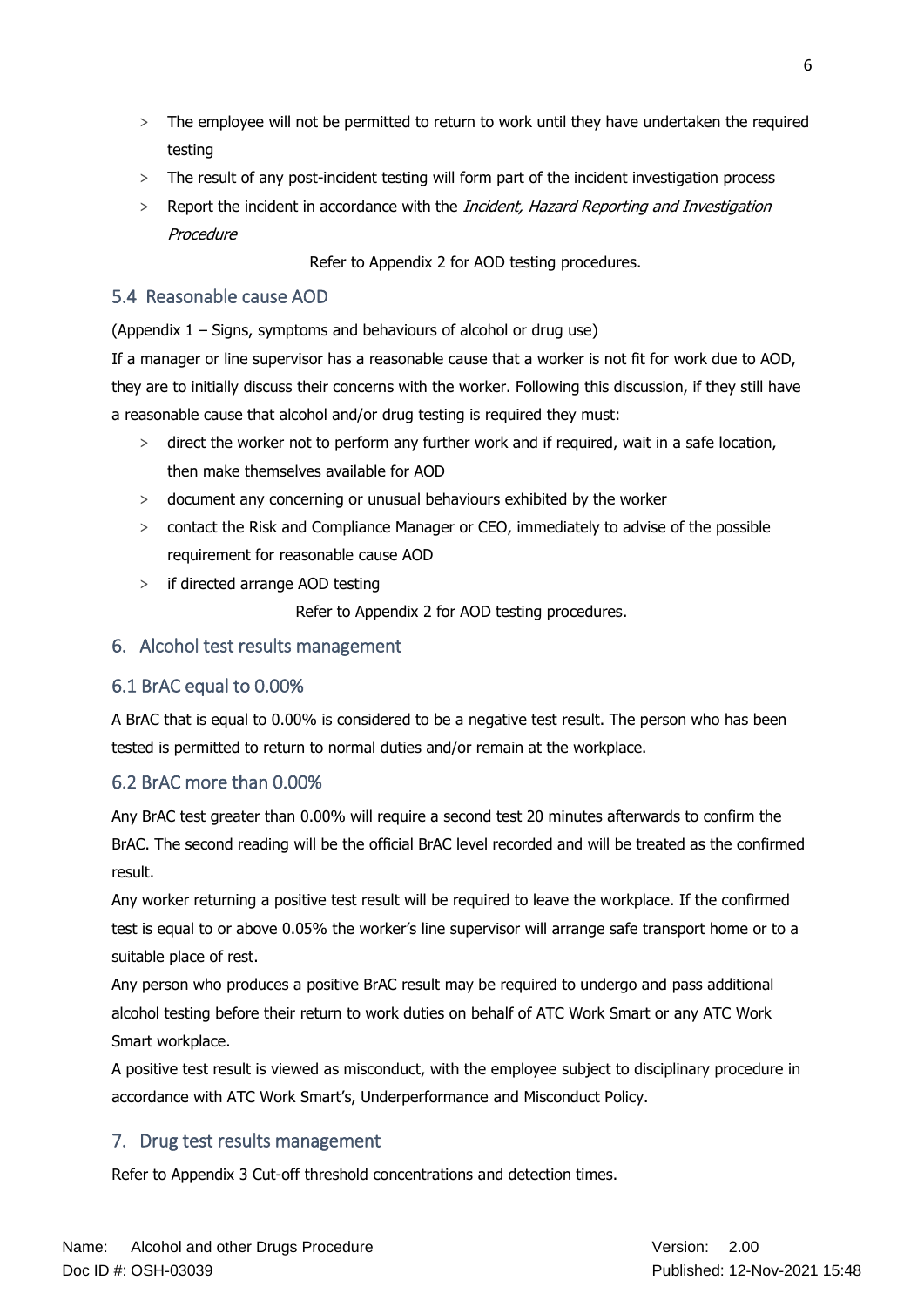- The employee will not be permitted to return to work until they have undertaken the required testing
- The result of any post-incident testing will form part of the incident investigation process
- Report the incident in accordance with the *Incident, Hazard Reporting and Investigation Procedure*

Refer to Appendix 2 for AOD testing procedures.

### 5.4 Reasonable cause AOD

(Appendix 1 – Signs, symptoms and behaviours of alcohol or drug use)

If a manager or line supervisor has a reasonable cause that a worker is not fit for work due to AOD, they are to initially discuss their concerns with the worker. Following this discussion, if they still have a reasonable cause that alcohol and/or drug testing is required they must:

- direct the worker not to perform any further work and if required, wait in a safe location, then make themselves available for AOD
- document any concerning or unusual behaviours exhibited by the worker
- contact the Risk and Compliance Manager or CEO, immediately to advise of the possible requirement for reasonable cause AOD
- if directed arrange AOD testing

Refer to Appendix 2 for AOD testing procedures.

## 6. Alcohol test results management

### 6.1 BrAC equal to 0.00%

A BrAC that is equal to 0.00% is considered to be a negative test result. The person who has been tested is permitted to return to normal duties and/or remain at the workplace.

### 6.2 BrAC more than 0.00%

Any BrAC test greater than 0.00% will require a second test 20 minutes afterwards to confirm the BrAC. The second reading will be the official BrAC level recorded and will be treated as the confirmed result.

Any worker returning a positive test result will be required to leave the workplace. If the confirmed test is equal to or above 0.05% the worker's line supervisor will arrange safe transport home or to a suitable place of rest.

Any person who produces a positive BrAC result may be required to undergo and pass additional alcohol testing before their return to work duties on behalf of ATC Work Smart or any ATC Work Smart workplace.

A positive test result is viewed as misconduct, with the employee subject to disciplinary procedure in accordance with ATC Work Smart's, Underperformance and Misconduct Policy.

## 7. Drug test results management

Refer to Appendix 3 Cut-off threshold concentrations and detection times.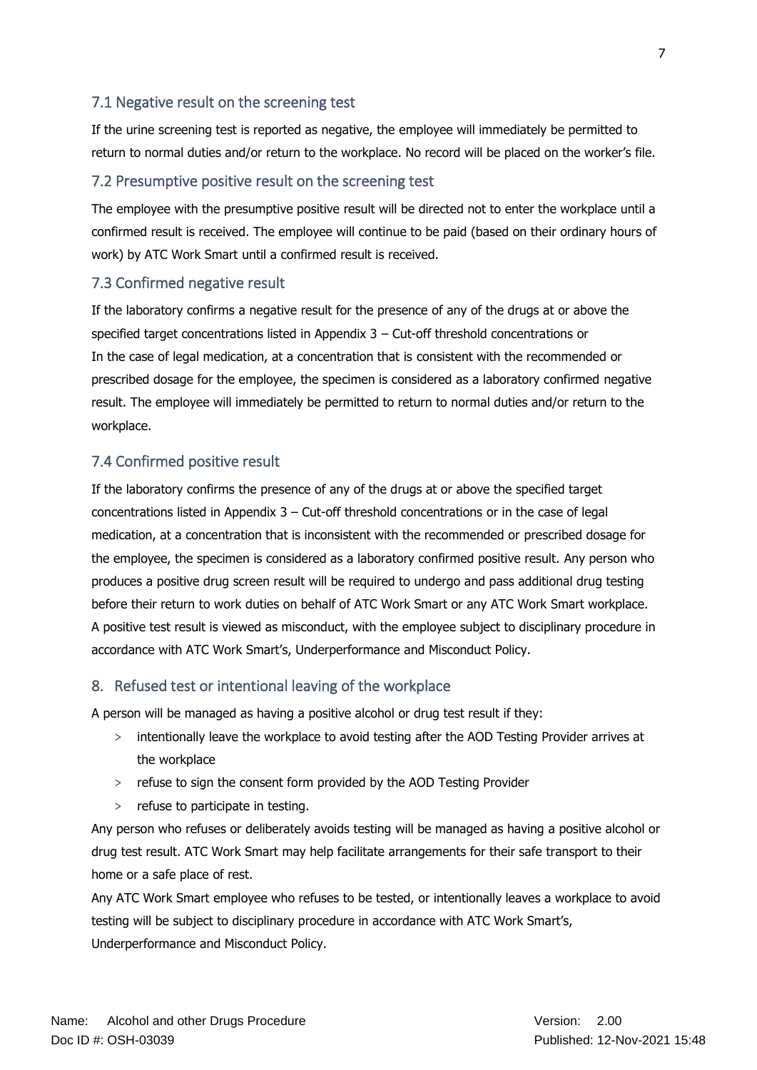## 7.1 Negative result on the screening test

If the urine screening test is reported as negative, the employee will immediately be permitted to return to normal duties and/or return to the workplace. No record will be placed on the worker's file.

## 7.2 Presumptive positive result on the screening test

The employee with the presumptive positive result will be directed not to enter the workplace until a confirmed result is received. The employee will continue to be paid (based on their ordinary hours of work) by ATC Work Smart until a confirmed result is received.

## 7.3 Confirmed negative result

If the laboratory confirms a negative result for the presence of any of the drugs at or above the specified target concentrations listed in Appendix 3 – Cut-off threshold concentrations or
In the case of legal medication, at a concentration that is consistent with the recommended or prescribed dosage for the employee, the specimen is considered as a laboratory confirmed negative result. The employee will immediately be permitted to return to normal duties and/or return to the workplace.

## 7.4 Confirmed positive result

If the laboratory confirms the presence of any of the drugs at or above the specified target concentrations listed in Appendix 3 – Cut-off threshold concentrations or in the case of legal medication, at a concentration that is inconsistent with the recommended or prescribed dosage for the employee, the specimen is considered as a laboratory confirmed positive result. Any person who produces a positive drug screen result will be required to undergo and pass additional drug testing before their return to work duties on behalf of ATC Work Smart or any ATC Work Smart workplace.
A positive test result is viewed as misconduct, with the employee subject to disciplinary procedure in accordance with ATC Work Smart's, Underperformance and Misconduct Policy.

# 8. Refused test or intentional leaving of the workplace

A person will be managed as having a positive alcohol or drug test result if they:

- intentionally leave the workplace to avoid testing after the AOD Testing Provider arrives at the workplace
- refuse to sign the consent form provided by the AOD Testing Provider
- refuse to participate in testing.

Any person who refuses or deliberately avoids testing will be managed as having a positive alcohol or drug test result. ATC Work Smart may help facilitate arrangements for their safe transport to their home or a safe place of rest.
Any ATC Work Smart employee who refuses to be tested, or intentionally leaves a workplace to avoid testing will be subject to disciplinary procedure in accordance with ATC Work Smart's, Underperformance and Misconduct Policy.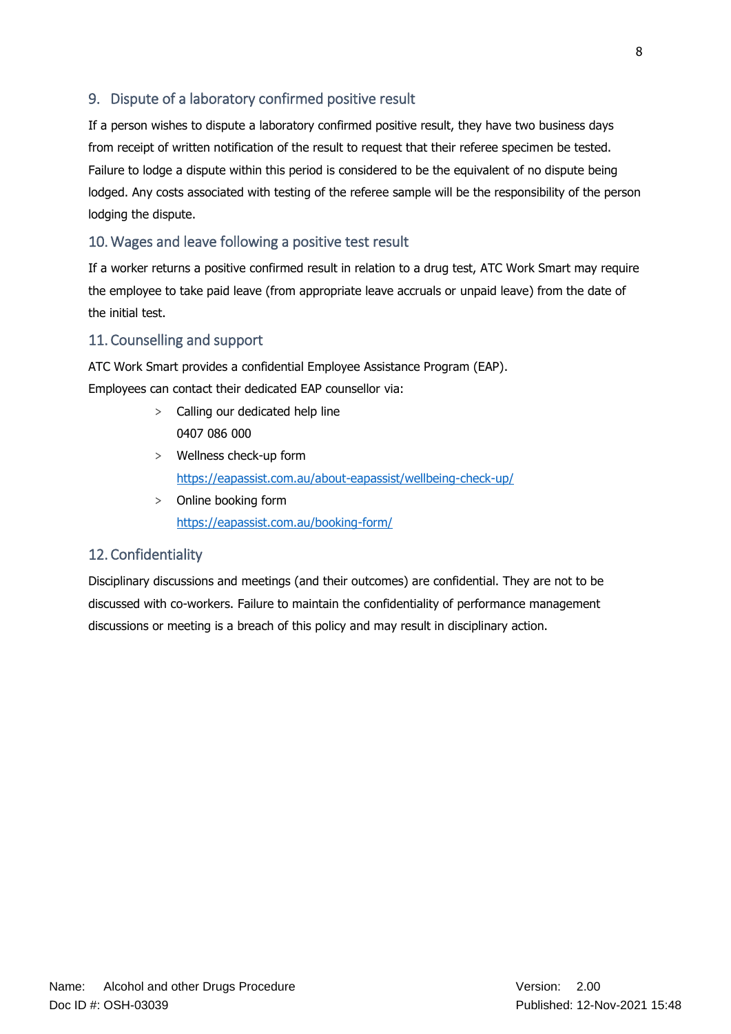## 9. Dispute of a laboratory confirmed positive result

If a person wishes to dispute a laboratory confirmed positive result, they have two business days from receipt of written notification of the result to request that their referee specimen be tested. Failure to lodge a dispute within this period is considered to be the equivalent of no dispute being lodged. Any costs associated with testing of the referee sample will be the responsibility of the person lodging the dispute.

## 10. Wages and leave following a positive test result

If a worker returns a positive confirmed result in relation to a drug test, ATC Work Smart may require the employee to take paid leave (from appropriate leave accruals or unpaid leave) from the date of the initial test.

## 11. Counselling and support

ATC Work Smart provides a confidential Employee Assistance Program (EAP).
Employees can contact their dedicated EAP counsellor via:

- Calling our dedicated help line
  0407 086 000
- Wellness check-up form
  https://eapassist.com.au/about-eapassist/wellbeing-check-up/
- Online booking form
  https://eapassist.com.au/booking-form/

## 12. Confidentiality

Disciplinary discussions and meetings (and their outcomes) are confidential. They are not to be discussed with co-workers. Failure to maintain the confidentiality of performance management discussions or meeting is a breach of this policy and may result in disciplinary action.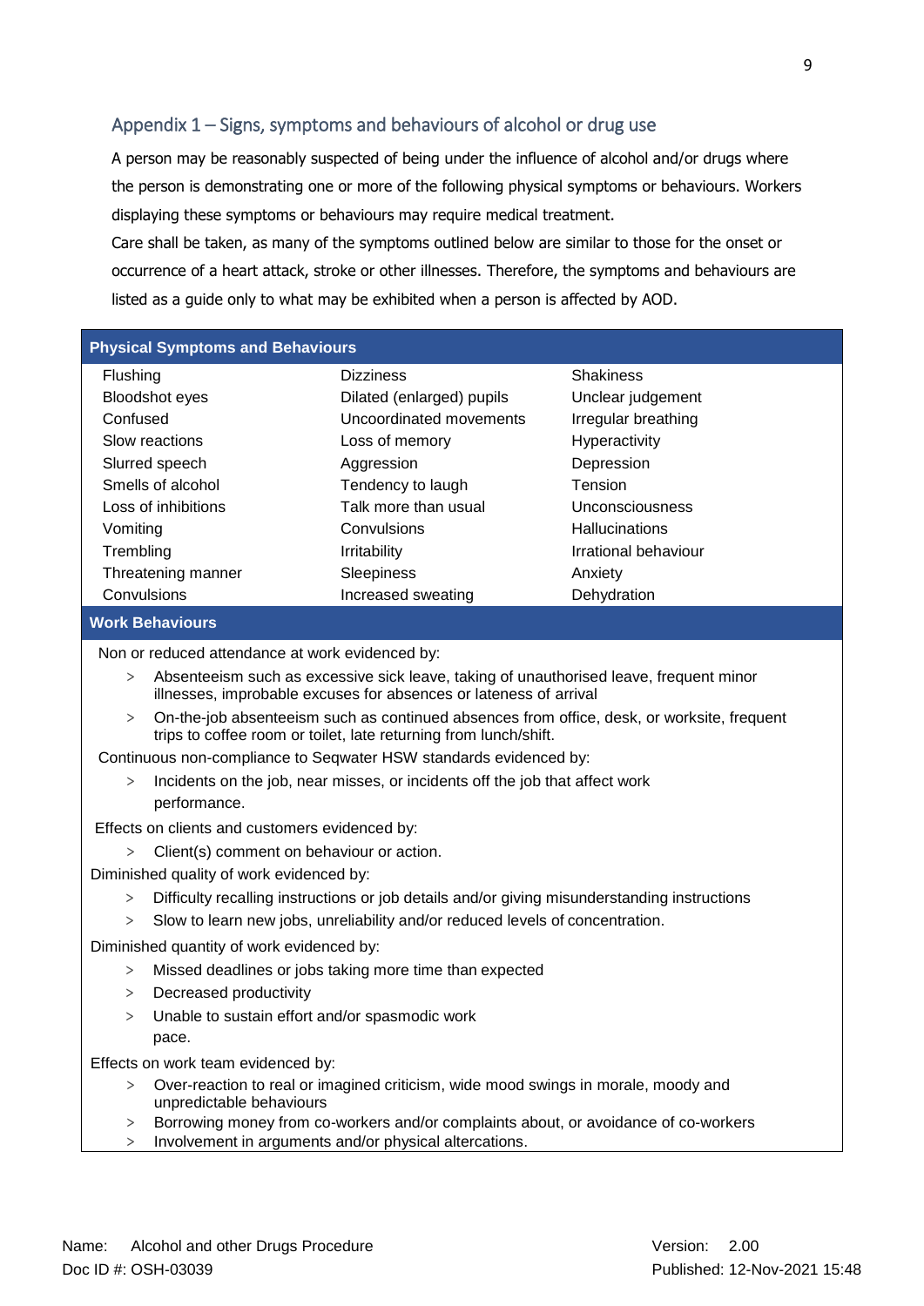## Appendix 1 – Signs, symptoms and behaviours of alcohol or drug use

A person may be reasonably suspected of being under the influence of alcohol and/or drugs where the person is demonstrating one or more of the following physical symptoms or behaviours. Workers displaying these symptoms or behaviours may require medical treatment.

Care shall be taken, as many of the symptoms outlined below are similar to those for the onset or occurrence of a heart attack, stroke or other illnesses. Therefore, the symptoms and behaviours are listed as a guide only to what may be exhibited when a person is affected by AOD.

| Physical Symptoms and Behaviours | | |
|---|---|---|
| Flushing | Dizziness | Shakiness |
| Bloodshot eyes | Dilated (enlarged) pupils | Unclear judgement |
| Confused | Uncoordinated movements | Irregular breathing |
| Slow reactions | Loss of memory | Hyperactivity |
| Slurred speech | Aggression | Depression |
| Smells of alcohol | Tendency to laugh | Tension |
| Loss of inhibitions | Talk more than usual | Unconsciousness |
| Vomiting | Convulsions | Hallucinations |
| Trembling | Irritability | Irrational behaviour |
| Threatening manner | Sleepiness | Anxiety |
| Convulsions | Increased sweating | Dehydration |

**Work Behaviours**

Non or reduced attendance at work evidenced by:

> Absenteeism such as excessive sick leave, taking of unauthorised leave, frequent minor illnesses, improbable excuses for absences or lateness of arrival

> On-the-job absenteeism such as continued absences from office, desk, or worksite, frequent trips to coffee room or toilet, late returning from lunch/shift.

Continuous non-compliance to Seqwater HSW standards evidenced by:

> Incidents on the job, near misses, or incidents off the job that affect work performance.

Effects on clients and customers evidenced by:

> Client(s) comment on behaviour or action.

Diminished quality of work evidenced by:

> Difficulty recalling instructions or job details and/or giving misunderstanding instructions

> Slow to learn new jobs, unreliability and/or reduced levels of concentration.

Diminished quantity of work evidenced by:

> Missed deadlines or jobs taking more time than expected

> Decreased productivity

> Unable to sustain effort and/or spasmodic work pace.

Effects on work team evidenced by:

> Over-reaction to real or imagined criticism, wide mood swings in morale, moody and unpredictable behaviours

> Borrowing money from co-workers and/or complaints about, or avoidance of co-workers

> Involvement in arguments and/or physical altercations.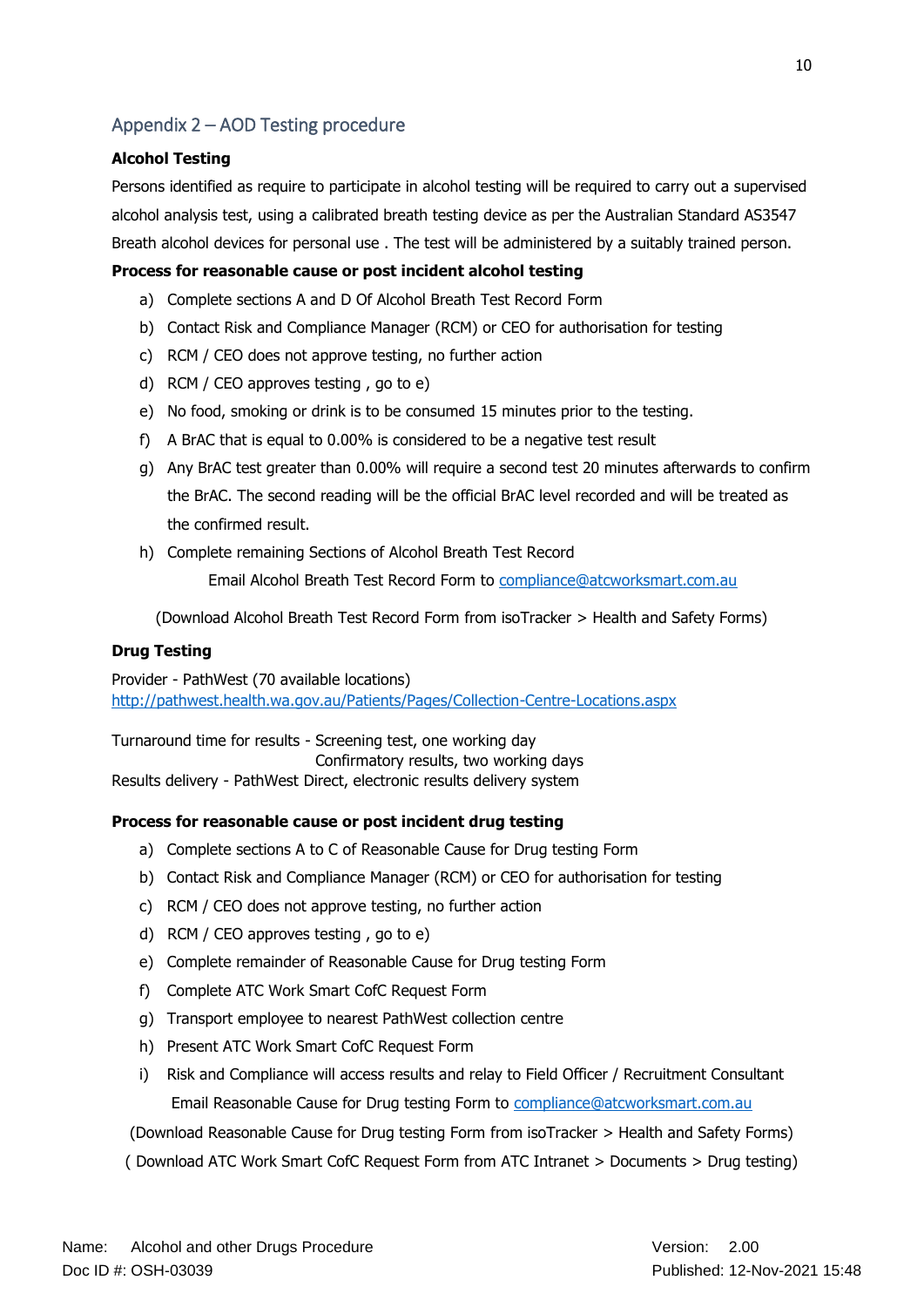## Appendix 2 – AOD Testing procedure

**Alcohol Testing**

Persons identified as require to participate in alcohol testing will be required to carry out a supervised alcohol analysis test, using a calibrated breath testing device as per the Australian Standard AS3547 Breath alcohol devices for personal use . The test will be administered by a suitably trained person.

**Process for reasonable cause or post incident alcohol testing**

a) Complete sections A and D Of Alcohol Breath Test Record Form
b) Contact Risk and Compliance Manager (RCM) or CEO for authorisation for testing
c) RCM / CEO does not approve testing, no further action
d) RCM / CEO approves testing , go to e)
e) No food, smoking or drink is to be consumed 15 minutes prior to the testing.
f) A BrAC that is equal to 0.00% is considered to be a negative test result
g) Any BrAC test greater than 0.00% will require a second test 20 minutes afterwards to confirm the BrAC. The second reading will be the official BrAC level recorded and will be treated as the confirmed result.
h) Complete remaining Sections of Alcohol Breath Test Record

Email Alcohol Breath Test Record Form to [compliance@atcworksmart.com.au](mailto:compliance@atcworksmart.com.au)

(Download Alcohol Breath Test Record Form from isoTracker > Health and Safety Forms)

**Drug Testing**

Provider - PathWest (70 available locations)
[http://pathwest.health.wa.gov.au/Patients/Pages/Collection-Centre-Locations.aspx](http://pathwest.health.wa.gov.au/Patients/Pages/Collection-Centre-Locations.aspx)

Turnaround time for results - Screening test, one working day
Confirmatory results, two working days
Results delivery - PathWest Direct, electronic results delivery system

**Process for reasonable cause or post incident drug testing**

a) Complete sections A to C of Reasonable Cause for Drug testing Form
b) Contact Risk and Compliance Manager (RCM) or CEO for authorisation for testing
c) RCM / CEO does not approve testing, no further action
d) RCM / CEO approves testing , go to e)
e) Complete remainder of Reasonable Cause for Drug testing Form
f) Complete ATC Work Smart CofC Request Form
g) Transport employee to nearest PathWest collection centre
h) Present ATC Work Smart CofC Request Form
i) Risk and Compliance will access results and relay to Field Officer / Recruitment Consultant

Email Reasonable Cause for Drug testing Form to [compliance@atcworksmart.com.au](mailto:compliance@atcworksmart.com.au)

(Download Reasonable Cause for Drug testing Form from isoTracker > Health and Safety Forms)

( Download ATC Work Smart CofC Request Form from ATC Intranet > Documents > Drug testing)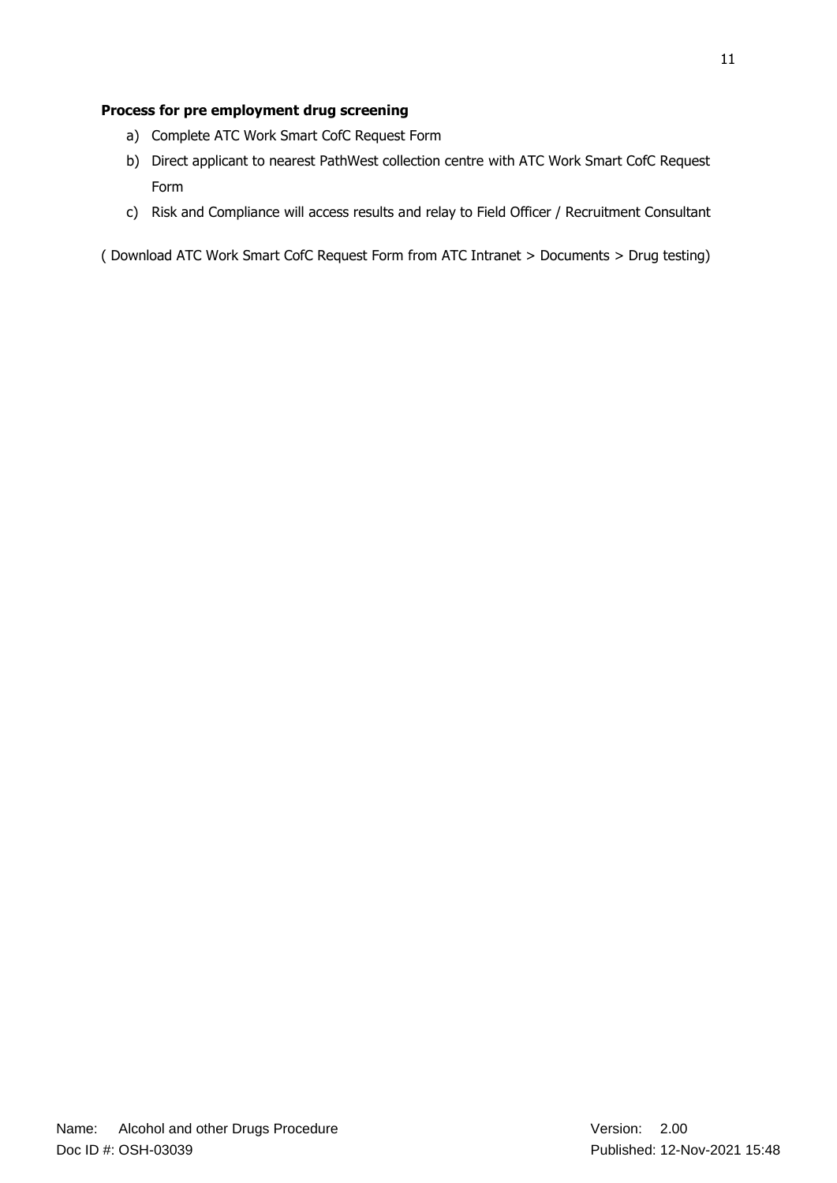**Process for pre employment drug screening**

a) Complete ATC Work Smart CofC Request Form
b) Direct applicant to nearest PathWest collection centre with ATC Work Smart CofC Request Form
c) Risk and Compliance will access results and relay to Field Officer / Recruitment Consultant

( Download ATC Work Smart CofC Request Form from ATC Intranet > Documents > Drug testing)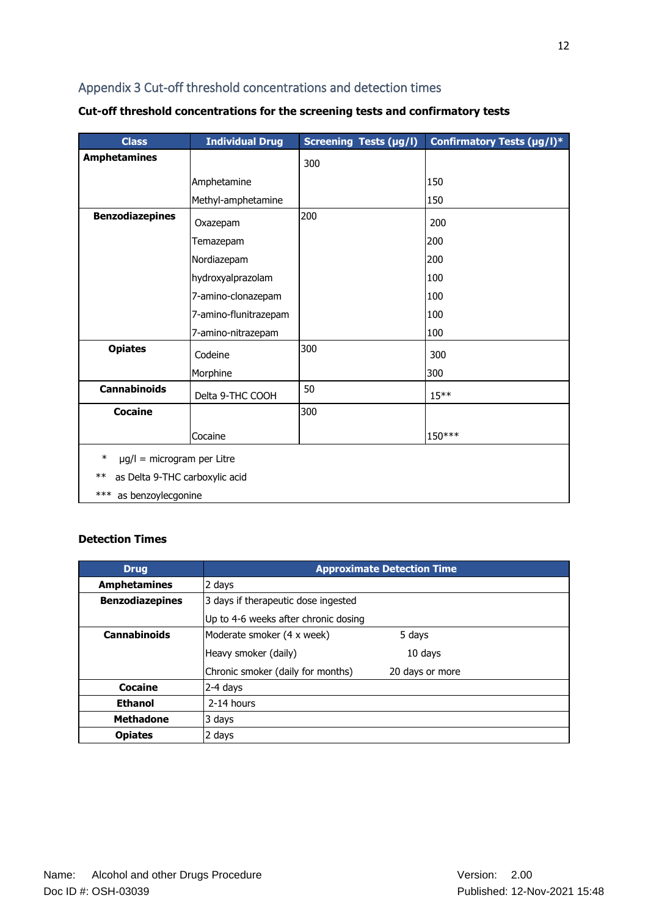## Appendix 3 Cut-off threshold concentrations and detection times

**Cut-off threshold concentrations for the screening tests and confirmatory tests**

| Class | Individual Drug | Screening Tests (µg/l) | Confirmatory Tests (µg/l)* |
|---|---|---|---|
| **Amphetamines** | | 300 | |
| | Amphetamine | | 150 |
| | Methyl-amphetamine | | 150 |
| **Benzodiazepines** | Oxazepam | 200 | 200 |
| | Temazepam | | 200 |
| | Nordiazepam | | 200 |
| | hydroxyalprazolam | | 100 |
| | 7-amino-clonazepam | | 100 |
| | 7-amino-flunitrazepam | | 100 |
| | 7-amino-nitrazepam | | 100 |
| **Opiates** | Codeine | 300 | 300 |
| | Morphine | | 300 |
| **Cannabinoids** | Delta 9-THC COOH | 50 | 15** |
| **Cocaine** | | 300 | |
| | Cocaine | | 150*** |

\* µg/l = microgram per Litre

\** as Delta 9-THC carboxylic acid

\*** as benzoylecgonine

### Detection Times

| Drug | Approximate Detection Time | |
|---|---|---|
| **Amphetamines** | 2 days | |
| **Benzodiazepines** | 3 days if therapeutic dose ingested | |
| | Up to 4-6 weeks after chronic dosing | |
| **Cannabinoids** | Moderate smoker (4 x week) | 5 days |
| | Heavy smoker (daily) | 10 days |
| | Chronic smoker (daily for months) | 20 days or more |
| **Cocaine** | 2-4 days | |
| **Ethanol** | 2-14 hours | |
| **Methadone** | 3 days | |
| **Opiates** | 2 days | |